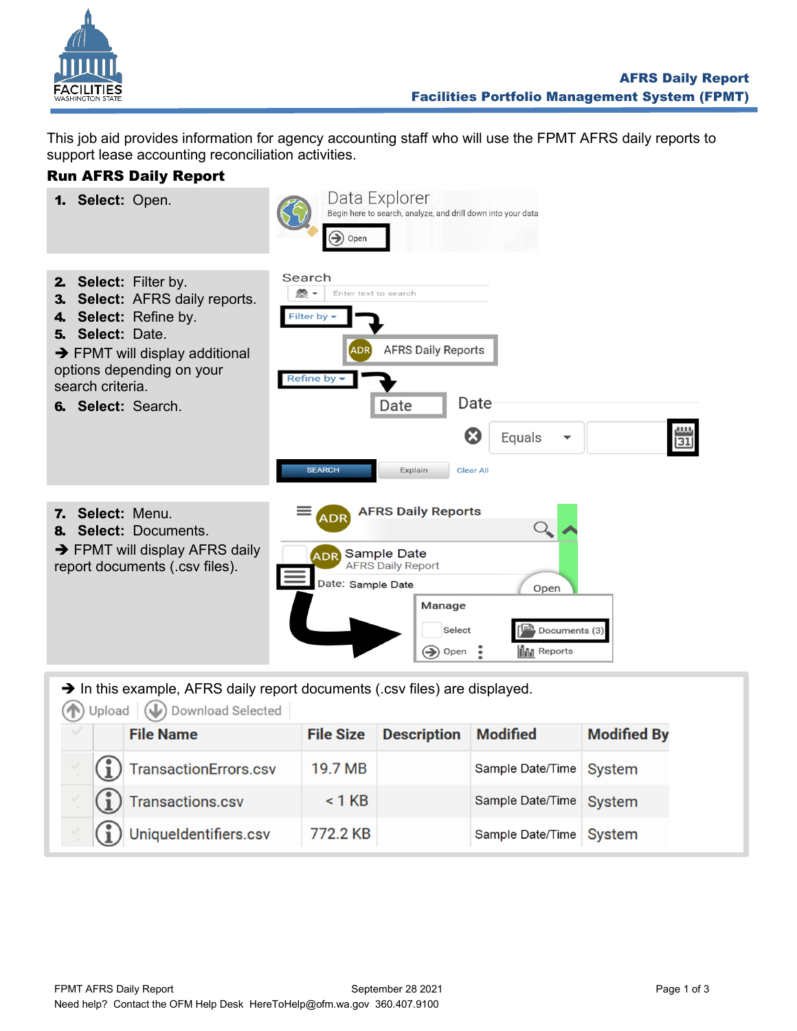# AFRS Daily Report

## Facilities Portfolio Management System (FPMT)

This job aid provides information for agency accounting staff who will use the FPMT AFRS daily reports to support lease accounting reconciliation activities.

## Run AFRS Daily Report

1. **Select:** Open.

2. **Select:** Filter by.
3. **Select:** AFRS daily reports.
4. **Select:** Refine by.
5. **Select:** Date.

➔ FPMT will display additional options depending on your search criteria.

6. **Select:** Search.

7. **Select:** Menu.
8. **Select:** Documents.

➔ FPMT will display AFRS daily report documents (.csv files).

➔ In this example, AFRS daily report documents (.csv files) are displayed.

| File Name | File Size | Description | Modified | Modified By |
|---|---|---|---|---|
| TransactionErrors.csv | 19.7 MB | | Sample Date/Time | System |
| Transactions.csv | < 1 KB | | Sample Date/Time | System |
| UniqueIdentifiers.csv | 772.2 KB | | Sample Date/Time | System |

FPMT AFRS Daily Report September 28 2021

Need help? Contact the OFM Help Desk HereToHelp@ofm.wa.gov 360.407.9100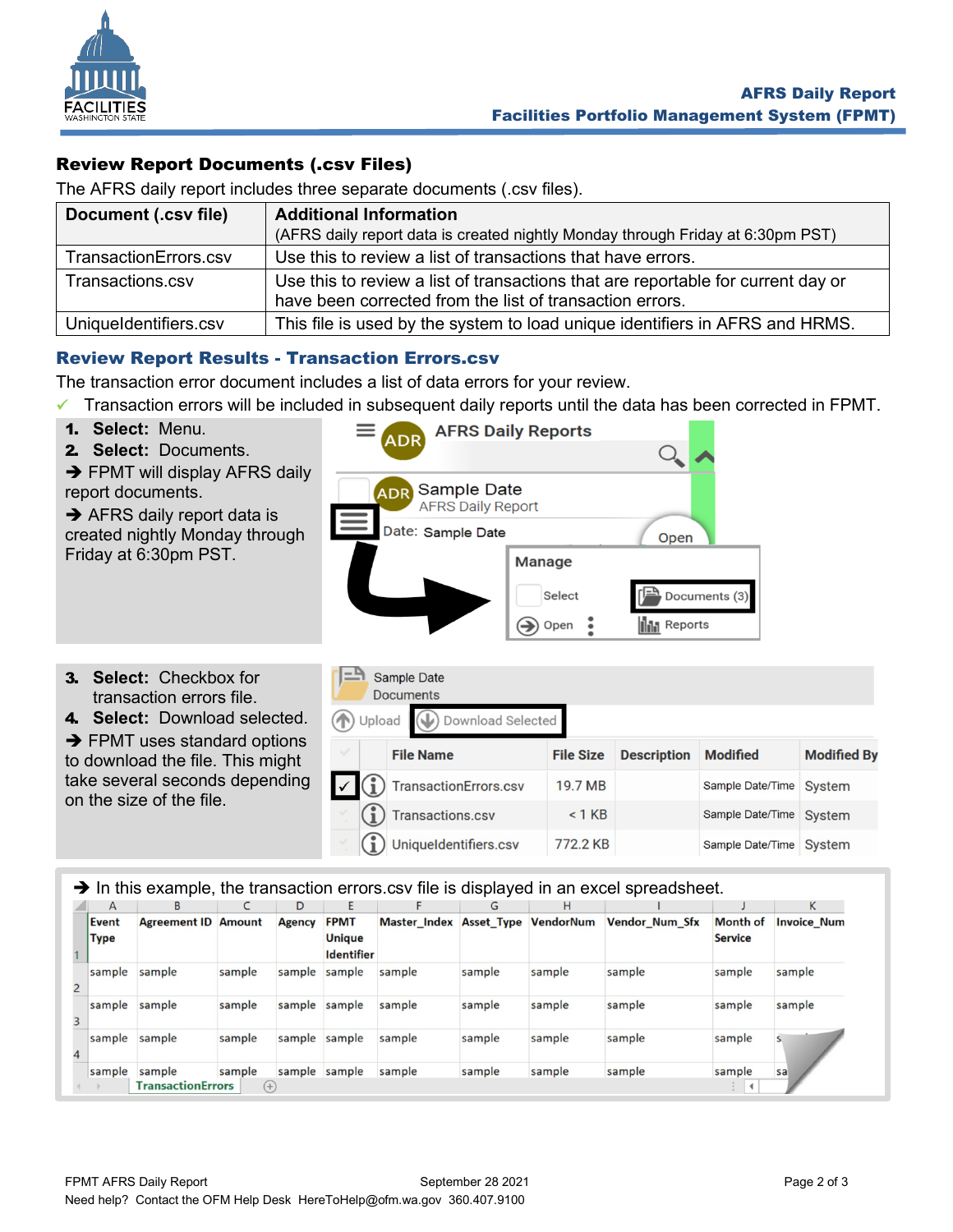## Review Report Documents (.csv Files)

The AFRS daily report includes three separate documents (.csv files).

| Document (.csv file) | Additional Information (AFRS daily report data is created nightly Monday through Friday at 6:30pm PST) |
|---|---|
| TransactionErrors.csv | Use this to review a list of transactions that have errors. |
| Transactions.csv | Use this to review a list of transactions that are reportable for current day or have been corrected from the list of transaction errors. |
| UniqueIdentifiers.csv | This file is used by the system to load unique identifiers in AFRS and HRMS. |

## Review Report Results - Transaction Errors.csv

The transaction error document includes a list of data errors for your review.

✓ Transaction errors will be included in subsequent daily reports until the data has been corrected in FPMT.

1. **Select:** Menu.
2. **Select:** Documents.

➔ FPMT will display AFRS daily report documents.

➔ AFRS daily report data is created nightly Monday through Friday at 6:30pm PST.

3. **Select:** Checkbox for transaction errors file.
4. **Select:** Download selected.

➔ FPMT uses standard options to download the file. This might take several seconds depending on the size of the file.

| File Name | File Size | Description | Modified | Modified By |
|---|---|---|---|---|
| TransactionErrors.csv | 19.7 MB | | Sample Date/Time | System |
| Transactions.csv | < 1 KB | | Sample Date/Time | System |
| UniqueIdentifiers.csv | 772.2 KB | | Sample Date/Time | System |

➔ In this example, the transaction errors.csv file is displayed in an excel spreadsheet.

| Event Type | Agreement ID | Amount | Agency | FPMT Unique Identifier | Master_Index | Asset_Type | VendorNum | Vendor_Num_Sfx | Month of Service | Invoice_Num |
|---|---|---|---|---|---|---|---|---|---|---|
| sample | sample | sample | sample | sample | sample | sample | sample | sample | sample | sample |
| sample | sample | sample | sample | sample | sample | sample | sample | sample | sample | sample |
| sample | sample | sample | sample | sample | sample | sample | sample | sample | sample | s |
| sample | sample | sample | sample | sample | sample | sample | sample | sample | sample | sa |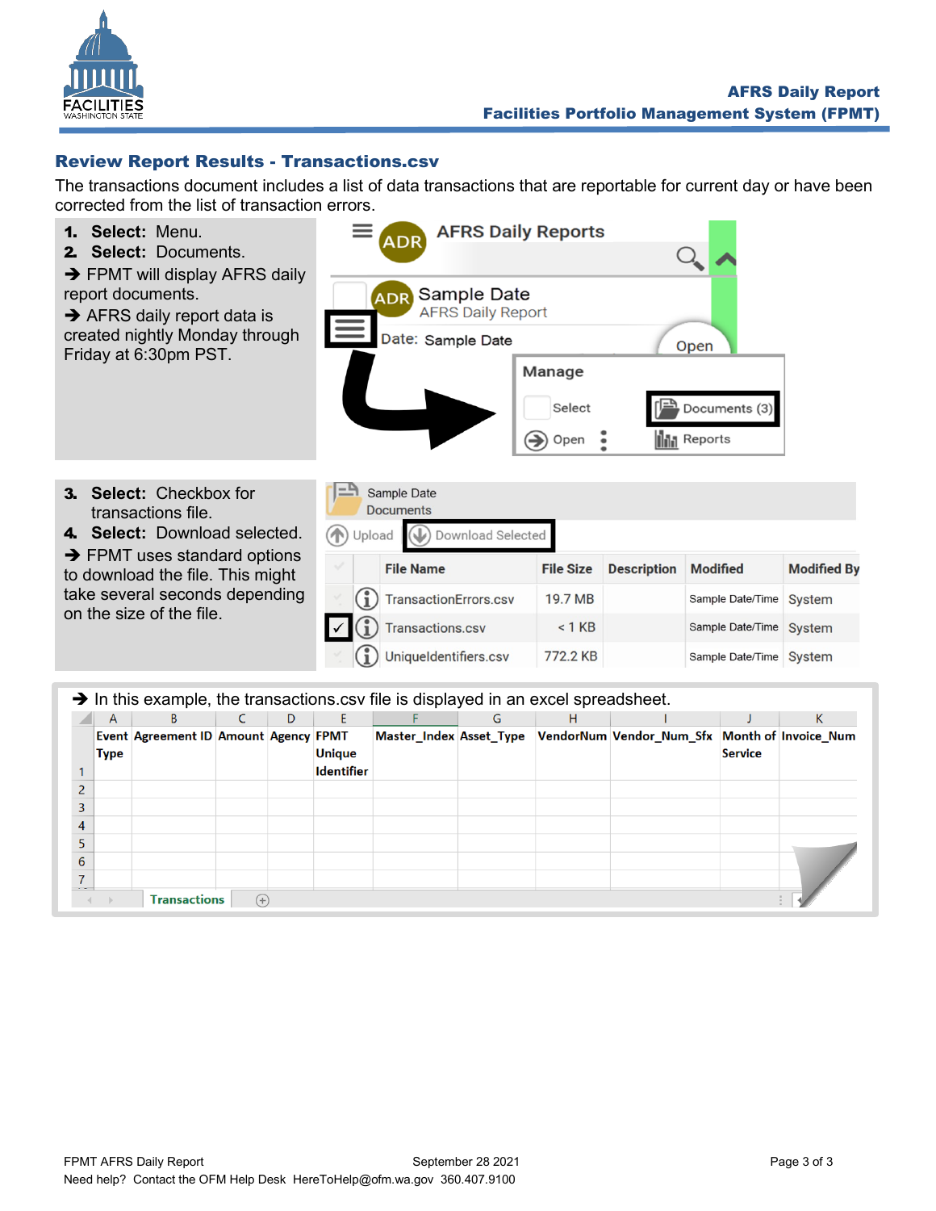## Review Report Results - Transactions.csv

The transactions document includes a list of data transactions that are reportable for current day or have been corrected from the list of transaction errors.

1. **Select:** Menu.
2. **Select:** Documents.

➔ FPMT will display AFRS daily report documents.

➔ AFRS daily report data is created nightly Monday through Friday at 6:30pm PST.

AFRS Daily Reports

Sample Date
AFRS Daily Report
Date: Sample Date
Open

Manage
Select
Documents (3)
Open
Reports

3. **Select:** Checkbox for transactions file.
4. **Select:** Download selected.

➔ FPMT uses standard options to download the file. This might take several seconds depending on the size of the file.

Sample Date
Documents

Upload
Download Selected

| | File Name | File Size | Description | Modified | Modified By |
|---|---|---|---|---|---|
| | TransactionErrors.csv | 19.7 MB | | Sample Date/Time | System |
| ✓ | Transactions.csv | < 1 KB | | Sample Date/Time | System |
| | UniqueIdentifiers.csv | 772.2 KB | | Sample Date/Time | System |

➔ In this example, the transactions.csv file is displayed in an excel spreadsheet.

| | A | B | C | D | E | F | G | H | I | J | K |
|---|---|---|---|---|---|---|---|---|---|---|---|
| 1 | Event Type | Agreement ID | Amount | Agency | FPMT Unique Identifier | Master_Index | Asset_Type | VendorNum | Vendor_Num_Sfx | Month of Service | Invoice_Num |
| 2 | | | | | | | | | | | |
| 3 | | | | | | | | | | | |
| 4 | | | | | | | | | | | |
| 5 | | | | | | | | | | | |
| 6 | | | | | | | | | | | |
| 7 | | | | | | | | | | | |

Transactions

FPMT AFRS Daily Report September 28 2021

Need help? Contact the OFM Help Desk HereToHelp@ofm.wa.gov 360.407.9100